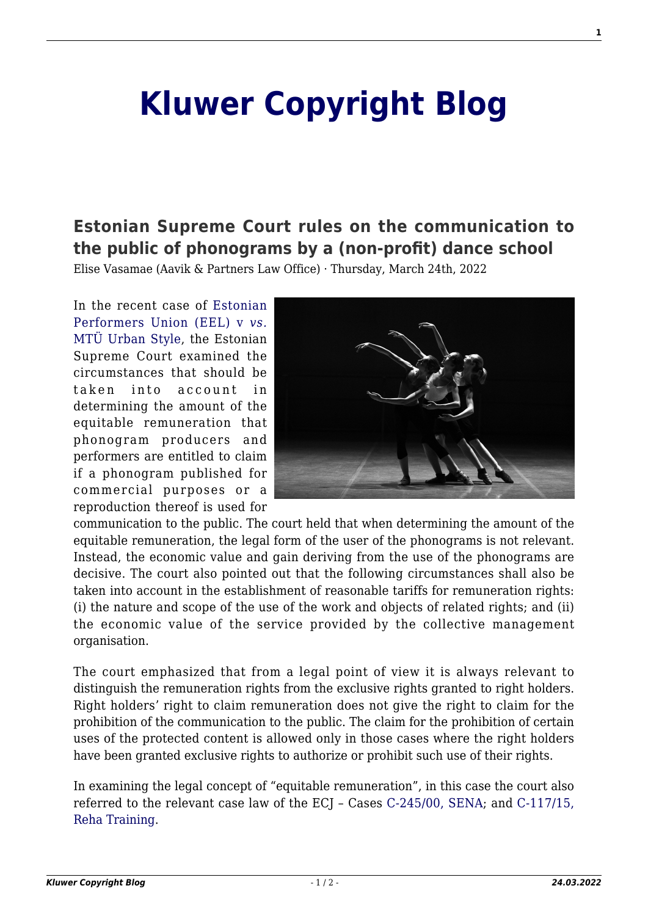# Kluwer Copyright Blog

## Estonian Supreme Court rules on the communication to the public of phonograms by a (non-profit) dance school

Elise Vasamae (Aavik & Partners Law Office) · Thursday, March 24th, 2022

In the recent case of Estonian Performers Union (EEL) v *vs.* MTÜ Urban Style, the Estonian Supreme Court examined the circumstances that should be taken into account in determining the amount of the equitable remuneration that phonogram producers and performers are entitled to claim if a phonogram published for commercial purposes or a reproduction thereof is used for communication to the public. The court held that when determining the amount of the equitable remuneration, the legal form of the user of the phonograms is not relevant. Instead, the economic value and gain deriving from the use of the phonograms are decisive. The court also pointed out that the following circumstances shall also be taken into account in the establishment of reasonable tariffs for remuneration rights: (i) the nature and scope of the use of the work and objects of related rights; and (ii) the economic value of the service provided by the collective management organisation.

The court emphasized that from a legal point of view it is always relevant to distinguish the remuneration rights from the exclusive rights granted to right holders. Right holders' right to claim remuneration does not give the right to claim for the prohibition of the communication to the public. The claim for the prohibition of certain uses of the protected content is allowed only in those cases where the right holders have been granted exclusive rights to authorize or prohibit such use of their rights.

In examining the legal concept of "equitable remuneration", in this case the court also referred to the relevant case law of the ECJ – Cases C-245/00, SENA; and C-117/15, Reha Training.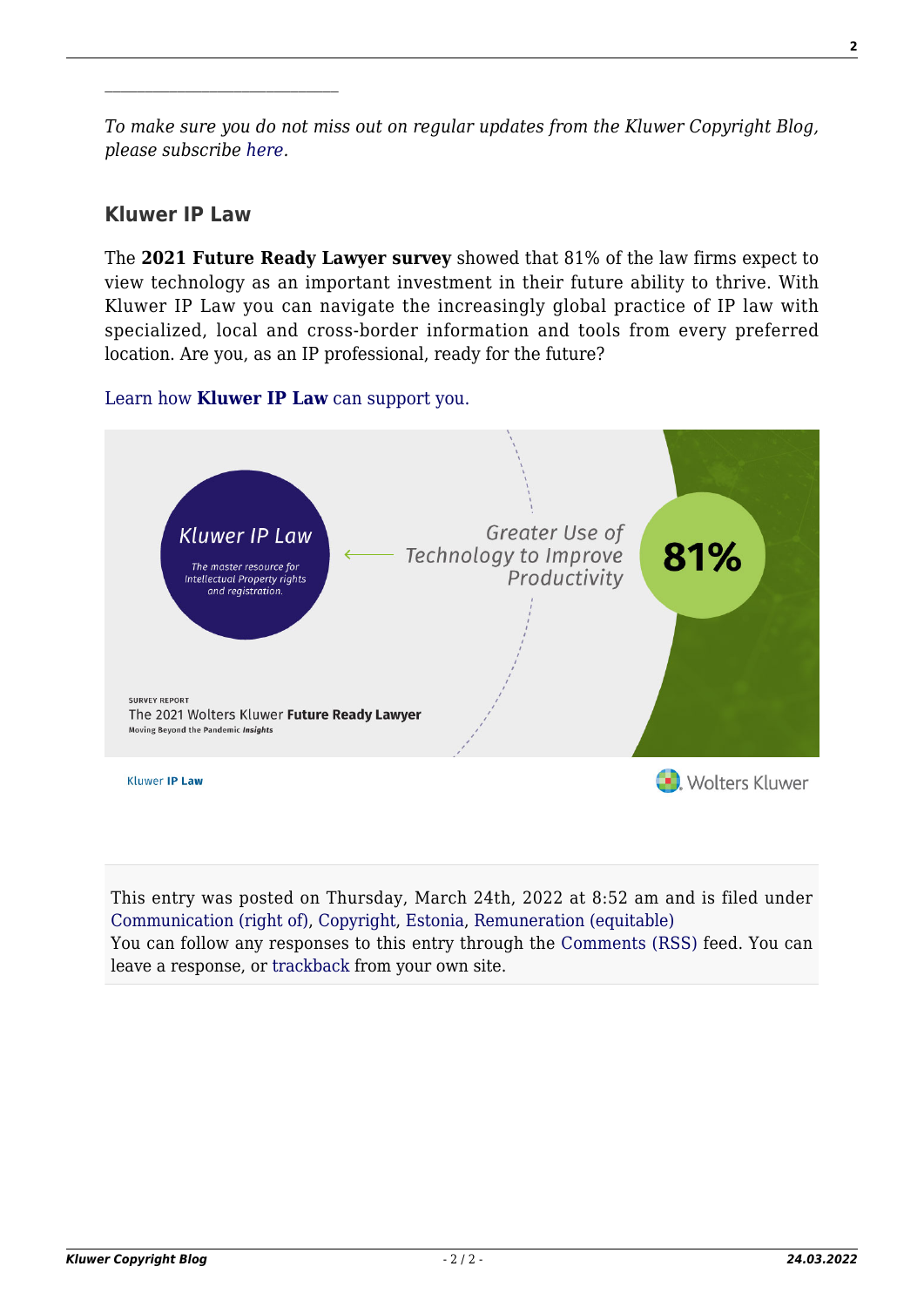---

*To make sure you do not miss out on regular updates from the Kluwer Copyright Blog, please subscribe here.*

## Kluwer IP Law

The **2021 Future Ready Lawyer survey** showed that 81% of the law firms expect to view technology as an important investment in their future ability to thrive. With Kluwer IP Law you can navigate the increasingly global practice of IP law with specialized, local and cross-border information and tools from every preferred location. Are you, as an IP professional, ready for the future?

Learn how **Kluwer IP Law** can support you.

Kluwer IP Law

The master resource for Intellectual Property rights and registration.

Greater Use of Technology to Improve Productivity

81%

SURVEY REPORT

The 2021 Wolters Kluwer **Future Ready Lawyer**

Moving Beyond the Pandemic *Insights*

Kluwer **IP Law**

Wolters Kluwer

This entry was posted on Thursday, March 24th, 2022 at 8:52 am and is filed under Communication (right of), Copyright, Estonia, Remuneration (equitable)
You can follow any responses to this entry through the Comments (RSS) feed. You can leave a response, or trackback from your own site.